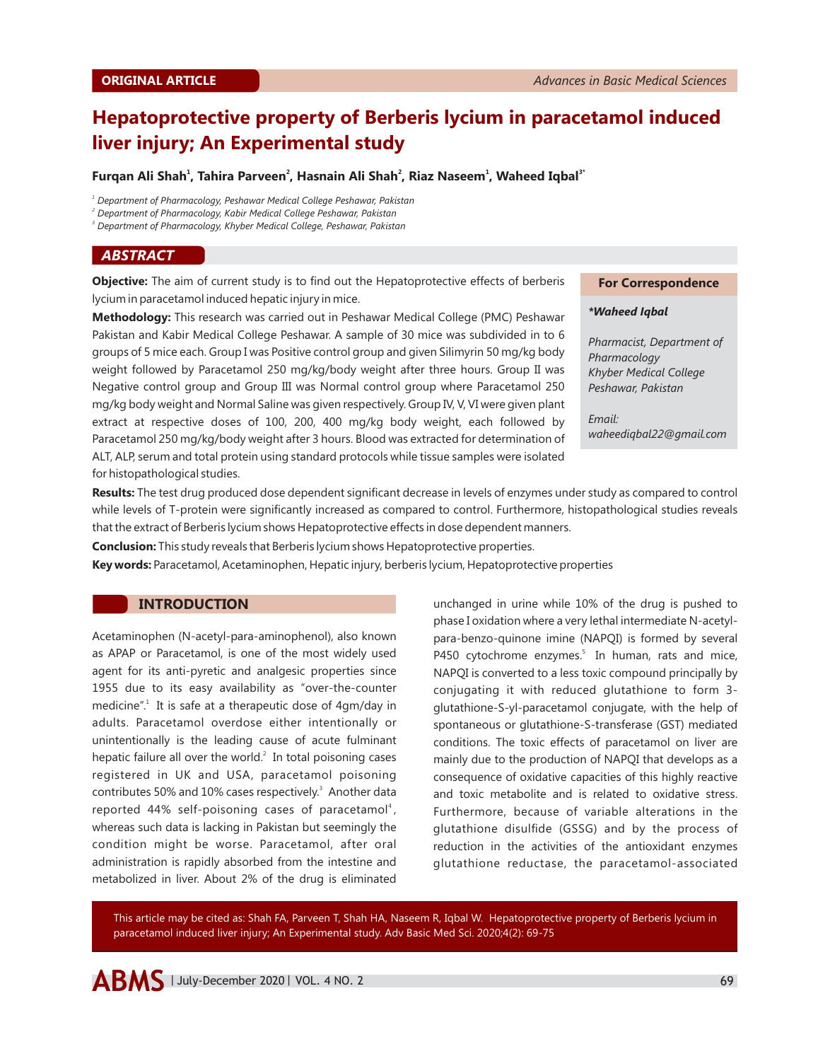ORIGINAL ARTICLE

# Hepatoprotective property of Berberis lycium in paracetamol induced liver injury; An Experimental study

**Furqan Ali Shah[1], Tahira Parveen[2], Hasnain Ali Shah[2], Riaz Naseem[1], Waheed Iqbal[3*]**

[1] *Department of Pharmacology, Peshawar Medical College Peshawar, Pakistan*
[2] *Department of Pharmacology, Kabir Medical College Peshawar, Pakistan*
[3] *Department of Pharmacology, Khyber Medical College, Peshawar, Pakistan*

## ABSTRACT

**Objective:** The aim of current study is to find out the Hepatoprotective effects of berberis lycium in paracetamol induced hepatic injury in mice.

**Methodology:** This research was carried out in Peshawar Medical College (PMC) Peshawar Pakistan and Kabir Medical College Peshawar. A sample of 30 mice was subdivided in to 6 groups of 5 mice each. Group I was Positive control group and given Silimyrin 50 mg/kg body weight followed by Paracetamol 250 mg/kg/body weight after three hours. Group II was Negative control group and Group III was Normal control group where Paracetamol 250 mg/kg body weight and Normal Saline was given respectively. Group IV, V, VI were given plant extract at respective doses of 100, 200, 400 mg/kg body weight, each followed by Paracetamol 250 mg/kg/body weight after 3 hours. Blood was extracted for determination of ALT, ALP, serum and total protein using standard protocols while tissue samples were isolated for histopathological studies.

**For Correspondence**

***Waheed Iqbal***

*Pharmacist, Department of Pharmacology*
*Khyber Medical College*
*Peshawar, Pakistan*

*Email:*
*waheediqbal22@gmail.com*

**Results:** The test drug produced dose dependent significant decrease in levels of enzymes under study as compared to control while levels of T-protein were significantly increased as compared to control. Furthermore, histopathological studies reveals that the extract of Berberis lycium shows Hepatoprotective effects in dose dependent manners.

**Conclusion:** This study reveals that Berberis lycium shows Hepatoprotective properties.

**Key words:** Paracetamol, Acetaminophen, Hepatic injury, berberis lycium, Hepatoprotective properties

## INTRODUCTION

Acetaminophen (N-acetyl-para-aminophenol), also known as APAP or Paracetamol, is one of the most widely used agent for its anti-pyretic and analgesic properties since 1955 due to its easy availability as "over-the-counter medicine".[1] It is safe at a therapeutic dose of 4gm/day in adults. Paracetamol overdose either intentionally or unintentionally is the leading cause of acute fulminant hepatic failure all over the world.[2] In total poisoning cases registered in UK and USA, paracetamol poisoning contributes 50% and 10% cases respectively.[3] Another data reported 44% self-poisoning cases of paracetamol[4], whereas such data is lacking in Pakistan but seemingly the condition might be worse. Paracetamol, after oral administration is rapidly absorbed from the intestine and metabolized in liver. About 2% of the drug is eliminated unchanged in urine while 10% of the drug is pushed to phase I oxidation where a very lethal intermediate N-acetyl-para-benzo-quinone imine (NAPQI) is formed by several P450 cytochrome enzymes.[5] In human, rats and mice, NAPQI is converted to a less toxic compound principally by conjugating it with reduced glutathione to form 3-glutathione-S-yl-paracetamol conjugate, with the help of spontaneous or glutathione-S-transferase (GST) mediated conditions. The toxic effects of paracetamol on liver are mainly due to the production of NAPQI that develops as a consequence of oxidative capacities of this highly reactive and toxic metabolite and is related to oxidative stress. Furthermore, because of variable alterations in the glutathione disulfide (GSSG) and by the process of reduction in the activities of the antioxidant enzymes glutathione reductase, the paracetamol-associated

This article may be cited as: Shah FA, Parveen T, Shah HA, Naseem R, Iqbal W. Hepatoprotective property of Berberis lycium in paracetamol induced liver injury; An Experimental study. Adv Basic Med Sci. 2020;4(2): 69-75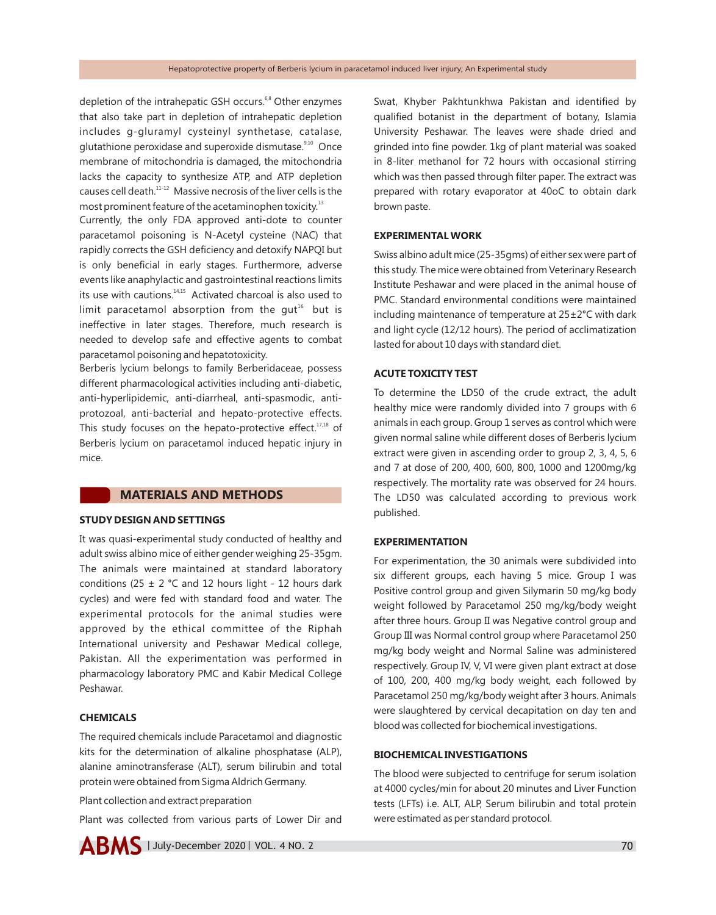depletion of the intrahepatic GSH occurs.[6,8] Other enzymes that also take part in depletion of intrahepatic depletion includes g-gluramyl cysteinyl synthetase, catalase, glutathione peroxidase and superoxide dismutase.[9,10] Once membrane of mitochondria is damaged, the mitochondria lacks the capacity to synthesize ATP, and ATP depletion causes cell death.[11-12] Massive necrosis of the liver cells is the most prominent feature of the acetaminophen toxicity.[13]

Currently, the only FDA approved anti-dote to counter paracetamol poisoning is N-Acetyl cysteine (NAC) that rapidly corrects the GSH deficiency and detoxify NAPQI but is only beneficial in early stages. Furthermore, adverse events like anaphylactic and gastrointestinal reactions limits its use with cautions.[14,15] Activated charcoal is also used to limit paracetamol absorption from the gut[16] but is ineffective in later stages. Therefore, much research is needed to develop safe and effective agents to combat paracetamol poisoning and hepatotoxicity.

Berberis lycium belongs to family Berberidaceae, possess different pharmacological activities including anti-diabetic, anti-hyperlipidemic, anti-diarrheal, anti-spasmodic, anti-protozoal, anti-bacterial and hepato-protective effects. This study focuses on the hepato-protective effect.[17,18] of Berberis lycium on paracetamol induced hepatic injury in mice.

## MATERIALS AND METHODS

### STUDY DESIGN AND SETTINGS

It was quasi-experimental study conducted of healthy and adult swiss albino mice of either gender weighing 25-35gm. The animals were maintained at standard laboratory conditions (25 ± 2 °C and 12 hours light - 12 hours dark cycles) and were fed with standard food and water. The experimental protocols for the animal studies were approved by the ethical committee of the Riphah International university and Peshawar Medical college, Pakistan. All the experimentation was performed in pharmacology laboratory PMC and Kabir Medical College Peshawar.

### CHEMICALS

The required chemicals include Paracetamol and diagnostic kits for the determination of alkaline phosphatase (ALP), alanine aminotransferase (ALT), serum bilirubin and total protein were obtained from Sigma Aldrich Germany.

Plant collection and extract preparation

Plant was collected from various parts of Lower Dir and Swat, Khyber Pakhtunkhwa Pakistan and identified by qualified botanist in the department of botany, Islamia University Peshawar. The leaves were shade dried and grinded into fine powder. 1kg of plant material was soaked in 8-liter methanol for 72 hours with occasional stirring which was then passed through filter paper. The extract was prepared with rotary evaporator at 40oC to obtain dark brown paste.

### EXPERIMENTAL WORK

Swiss albino adult mice (25-35gms) of either sex were part of this study. The mice were obtained from Veterinary Research Institute Peshawar and were placed in the animal house of PMC. Standard environmental conditions were maintained including maintenance of temperature at 25±2°C with dark and light cycle (12/12 hours). The period of acclimatization lasted for about 10 days with standard diet.

### ACUTE TOXICITY TEST

To determine the LD50 of the crude extract, the adult healthy mice were randomly divided into 7 groups with 6 animals in each group. Group 1 serves as control which were given normal saline while different doses of Berberis lycium extract were given in ascending order to group 2, 3, 4, 5, 6 and 7 at dose of 200, 400, 600, 800, 1000 and 1200mg/kg respectively. The mortality rate was observed for 24 hours. The LD50 was calculated according to previous work published.

### EXPERIMENTATION

For experimentation, the 30 animals were subdivided into six different groups, each having 5 mice. Group I was Positive control group and given Silymarin 50 mg/kg body weight followed by Paracetamol 250 mg/kg/body weight after three hours. Group II was Negative control group and Group III was Normal control group where Paracetamol 250 mg/kg body weight and Normal Saline was administered respectively. Group IV, V, VI were given plant extract at dose of 100, 200, 400 mg/kg body weight, each followed by Paracetamol 250 mg/kg/body weight after 3 hours. Animals were slaughtered by cervical decapitation on day ten and blood was collected for biochemical investigations.

### BIOCHEMICAL INVESTIGATIONS

The blood were subjected to centrifuge for serum isolation at 4000 cycles/min for about 20 minutes and Liver Function tests (LFTs) i.e. ALT, ALP, Serum bilirubin and total protein were estimated as per standard protocol.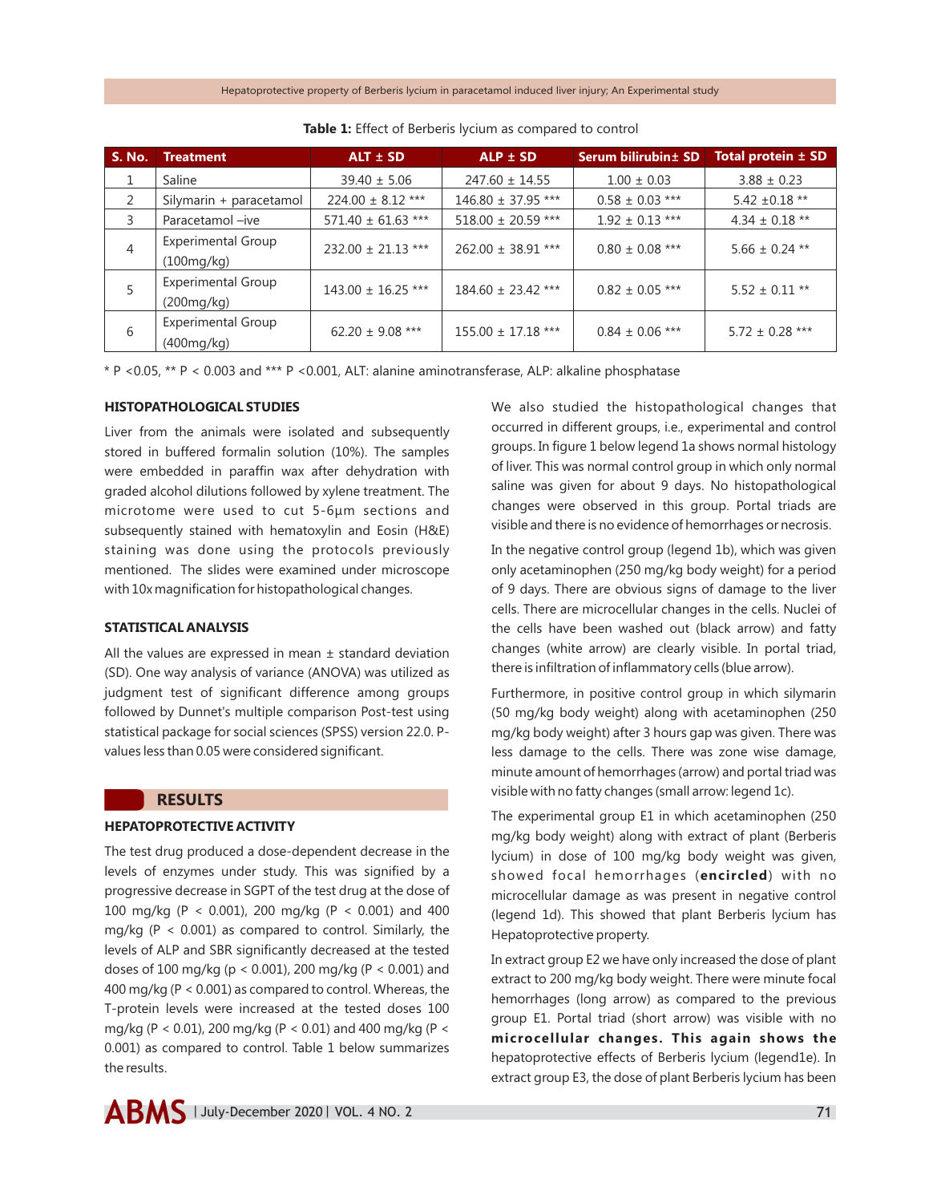**Table 1:** Effect of Berberis lycium as compared to control

| S. No. | Treatment | ALT ± SD | ALP ± SD | Serum bilirubin± SD | Total protein ± SD |
|---|---|---|---|---|---|
| 1 | Saline | 39.40 ± 5.06 | 247.60 ± 14.55 | 1.00 ± 0.03 | 3.88 ± 0.23 |
| 2 | Silymarin + paracetamol | 224.00 ± 8.12 *** | 146.80 ± 37.95 *** | 0.58 ± 0.03 *** | 5.42 ±0.18 ** |
| 3 | Paracetamol –ive | 571.40 ± 61.63 *** | 518.00 ± 20.59 *** | 1.92 ± 0.13 *** | 4.34 ± 0.18 ** |
| 4 | Experimental Group (100mg/kg) | 232.00 ± 21.13 *** | 262.00 ± 38.91 *** | 0.80 ± 0.08 *** | 5.66 ± 0.24 ** |
| 5 | Experimental Group (200mg/kg) | 143.00 ± 16.25 *** | 184.60 ± 23.42 *** | 0.82 ± 0.05 *** | 5.52 ± 0.11 ** |
| 6 | Experimental Group (400mg/kg) | 62.20 ± 9.08 *** | 155.00 ± 17.18 *** | 0.84 ± 0.06 *** | 5.72 ± 0.28 *** |

* P <0.05, ** P < 0.003 and *** P <0.001, ALT: alanine aminotransferase, ALP: alkaline phosphatase

### HISTOPATHOLOGICAL STUDIES

Liver from the animals were isolated and subsequently stored in buffered formalin solution (10%). The samples were embedded in paraffin wax after dehydration with graded alcohol dilutions followed by xylene treatment. The microtome were used to cut 5-6μm sections and subsequently stained with hematoxylin and Eosin (H&E) staining was done using the protocols previously mentioned. The slides were examined under microscope with 10x magnification for histopathological changes.

### STATISTICAL ANALYSIS

All the values are expressed in mean ± standard deviation (SD). One way analysis of variance (ANOVA) was utilized as judgment test of significant difference among groups followed by Dunnet's multiple comparison Post-test using statistical package for social sciences (SPSS) version 22.0. P-values less than 0.05 were considered significant.

## RESULTS

### HEPATOPROTECTIVE ACTIVITY

The test drug produced a dose-dependent decrease in the levels of enzymes under study. This was signified by a progressive decrease in SGPT of the test drug at the dose of 100 mg/kg ($P < 0.001$), 200 mg/kg ($P < 0.001$) and 400 mg/kg ($P < 0.001$) as compared to control. Similarly, the levels of ALP and SBR significantly decreased at the tested doses of 100 mg/kg ($p < 0.001$), 200 mg/kg ($P < 0.001$) and 400 mg/kg ($P < 0.001$) as compared to control. Whereas, the T-protein levels were increased at the tested doses 100 mg/kg ($P < 0.01$), 200 mg/kg ($P < 0.01$) and 400 mg/kg ($P < 0.001$) as compared to control. Table 1 below summarizes the results.

We also studied the histopathological changes that occurred in different groups, i.e., experimental and control groups. In figure 1 below legend 1a shows normal histology of liver. This was normal control group in which only normal saline was given for about 9 days. No histopathological changes were observed in this group. Portal triads are visible and there is no evidence of hemorrhages or necrosis.

In the negative control group (legend 1b), which was given only acetaminophen (250 mg/kg body weight) for a period of 9 days. There are obvious signs of damage to the liver cells. There are microcellular changes in the cells. Nuclei of the cells have been washed out (black arrow) and fatty changes (white arrow) are clearly visible. In portal triad, there is infiltration of inflammatory cells (blue arrow).

Furthermore, in positive control group in which silymarin (50 mg/kg body weight) along with acetaminophen (250 mg/kg body weight) after 3 hours gap was given. There was less damage to the cells. There was zone wise damage, minute amount of hemorrhages (arrow) and portal triad was visible with no fatty changes (small arrow: legend 1c).

The experimental group E1 in which acetaminophen (250 mg/kg body weight) along with extract of plant (Berberis lycium) in dose of 100 mg/kg body weight was given, showed focal hemorrhages (**encircled**) with no microcellular damage as was present in negative control (legend 1d). This showed that plant Berberis lycium has Hepatoprotective property.

In extract group E2 we have only increased the dose of plant extract to 200 mg/kg body weight. There were minute focal hemorrhages (long arrow) as compared to the previous group E1. Portal triad (short arrow) was visible with no **microcellular changes. This again shows the** hepatoprotective effects of Berberis lycium (legend1e). In extract group E3, the dose of plant Berberis lycium has been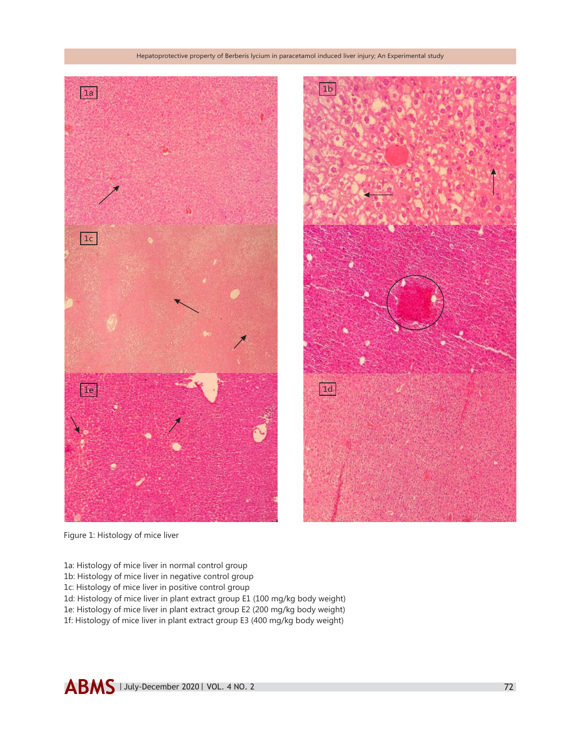Figure 1: Histology of mice liver

1a: Histology of mice liver in normal control group
1b: Histology of mice liver in negative control group
1c: Histology of mice liver in positive control group
1d: Histology of mice liver in plant extract group E1 (100 mg/kg body weight)
1e: Histology of mice liver in plant extract group E2 (200 mg/kg body weight)
1f: Histology of mice liver in plant extract group E3 (400 mg/kg body weight)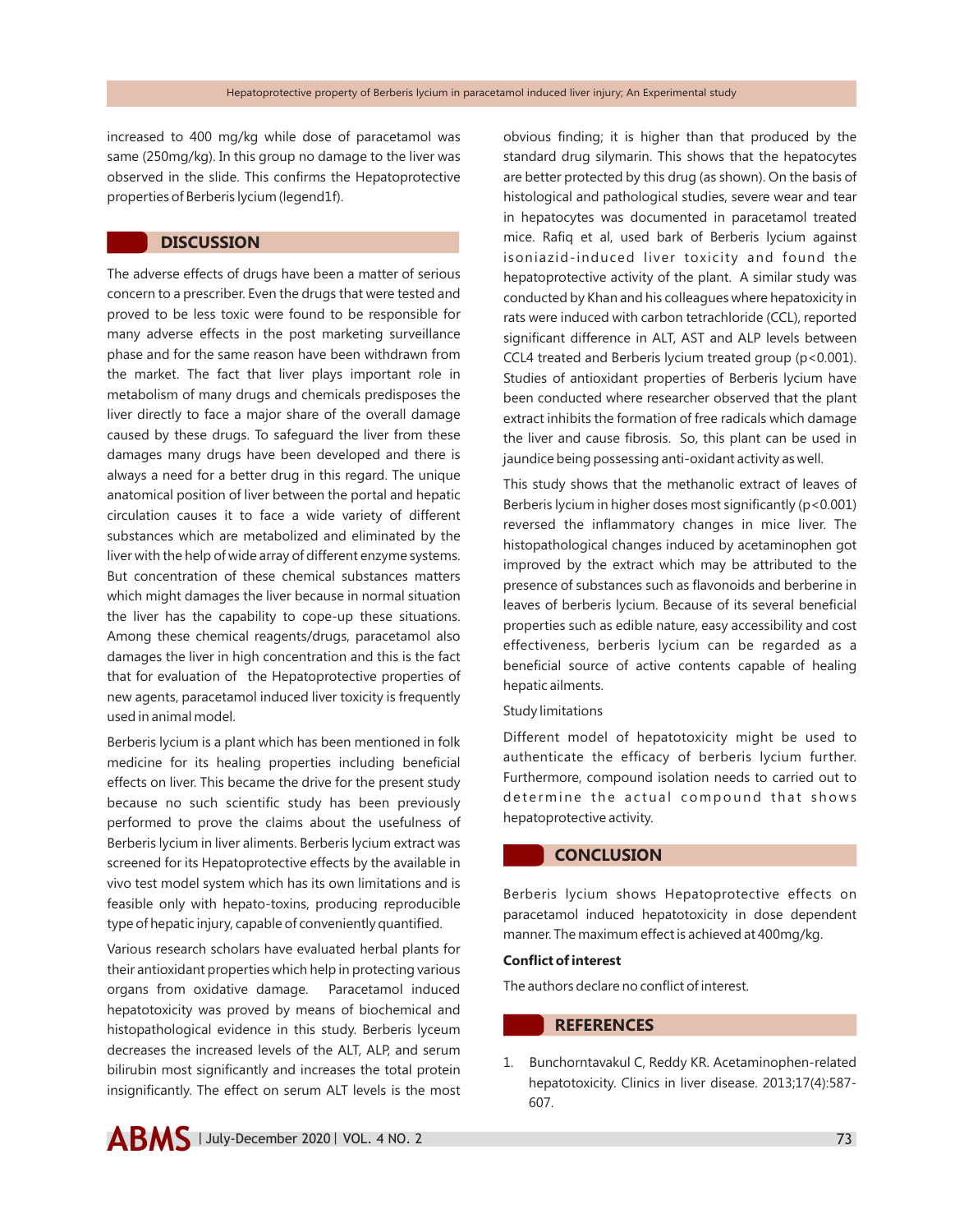increased to 400 mg/kg while dose of paracetamol was same (250mg/kg). In this group no damage to the liver was observed in the slide. This confirms the Hepatoprotective properties of Berberis lycium (legend1f).

## DISCUSSION

The adverse effects of drugs have been a matter of serious concern to a prescriber. Even the drugs that were tested and proved to be less toxic were found to be responsible for many adverse effects in the post marketing surveillance phase and for the same reason have been withdrawn from the market. The fact that liver plays important role in metabolism of many drugs and chemicals predisposes the liver directly to face a major share of the overall damage caused by these drugs. To safeguard the liver from these damages many drugs have been developed and there is always a need for a better drug in this regard. The unique anatomical position of liver between the portal and hepatic circulation causes it to face a wide variety of different substances which are metabolized and eliminated by the liver with the help of wide array of different enzyme systems. But concentration of these chemical substances matters which might damages the liver because in normal situation the liver has the capability to cope-up these situations. Among these chemical reagents/drugs, paracetamol also damages the liver in high concentration and this is the fact that for evaluation of the Hepatoprotective properties of new agents, paracetamol induced liver toxicity is frequently used in animal model.

Berberis lycium is a plant which has been mentioned in folk medicine for its healing properties including beneficial effects on liver. This became the drive for the present study because no such scientific study has been previously performed to prove the claims about the usefulness of Berberis lycium in liver aliments. Berberis lycium extract was screened for its Hepatoprotective effects by the available in vivo test model system which has its own limitations and is feasible only with hepato-toxins, producing reproducible type of hepatic injury, capable of conveniently quantified.

Various research scholars have evaluated herbal plants for their antioxidant properties which help in protecting various organs from oxidative damage. Paracetamol induced hepatotoxicity was proved by means of biochemical and histopathological evidence in this study. Berberis lyceum decreases the increased levels of the ALT, ALP, and serum bilirubin most significantly and increases the total protein insignificantly. The effect on serum ALT levels is the most obvious finding; it is higher than that produced by the standard drug silymarin. This shows that the hepatocytes are better protected by this drug (as shown). On the basis of histological and pathological studies, severe wear and tear in hepatocytes was documented in paracetamol treated mice. Rafiq et al, used bark of Berberis lycium against isoniazid-induced liver toxicity and found the hepatoprotective activity of the plant. A similar study was conducted by Khan and his colleagues where hepatoxicity in rats were induced with carbon tetrachloride (CCL), reported significant difference in ALT, AST and ALP levels between CCL4 treated and Berberis lycium treated group ($p<0.001$). Studies of antioxidant properties of Berberis lycium have been conducted where researcher observed that the plant extract inhibits the formation of free radicals which damage the liver and cause fibrosis. So, this plant can be used in jaundice being possessing anti-oxidant activity as well.

This study shows that the methanolic extract of leaves of Berberis lycium in higher doses most significantly ($p<0.001$) reversed the inflammatory changes in mice liver. The histopathological changes induced by acetaminophen got improved by the extract which may be attributed to the presence of substances such as flavonoids and berberine in leaves of berberis lycium. Because of its several beneficial properties such as edible nature, easy accessibility and cost effectiveness, berberis lycium can be regarded as a beneficial source of active contents capable of healing hepatic ailments.

Study limitations

Different model of hepatotoxicity might be used to authenticate the efficacy of berberis lycium further. Furthermore, compound isolation needs to carried out to determine the actual compound that shows hepatoprotective activity.

## CONCLUSION

Berberis lycium shows Hepatoprotective effects on paracetamol induced hepatotoxicity in dose dependent manner. The maximum effect is achieved at 400mg/kg.

**Conflict of interest**

The authors declare no conflict of interest.

## REFERENCES

1. Bunchorntavakul C, Reddy KR. Acetaminophen-related hepatotoxicity. Clinics in liver disease. 2013;17(4):587-607.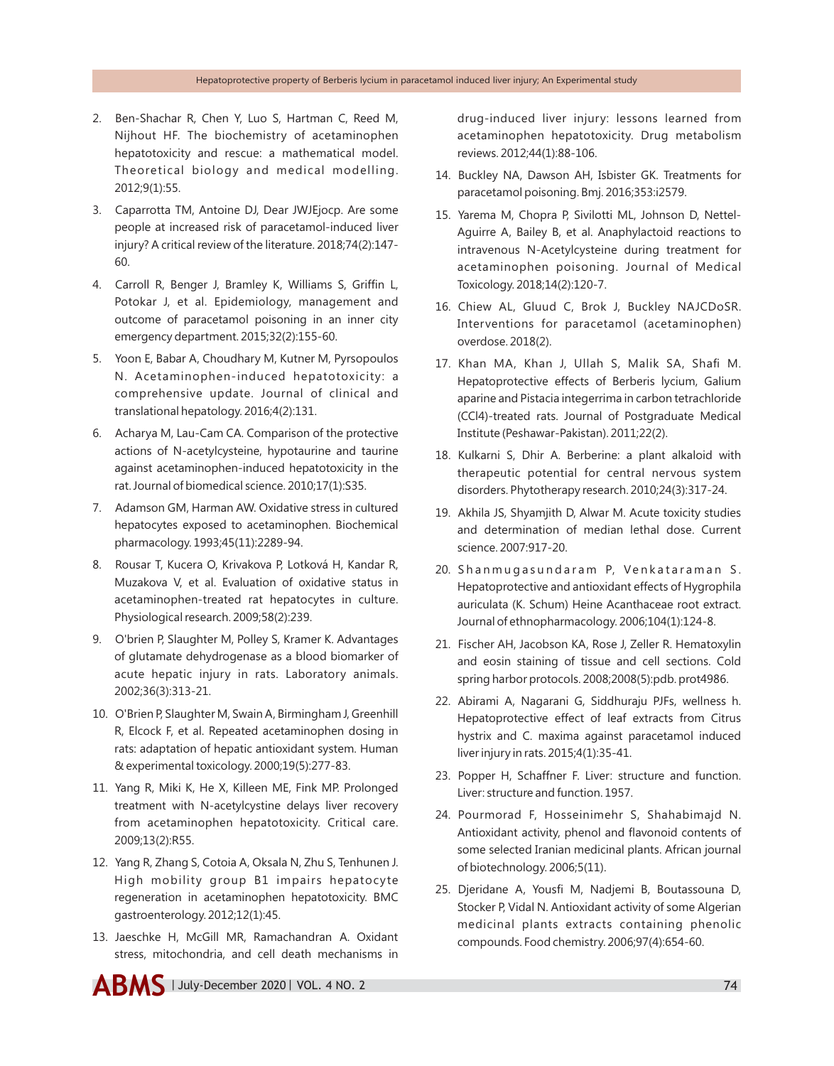2. Ben-Shachar R, Chen Y, Luo S, Hartman C, Reed M, Nijhout HF. The biochemistry of acetaminophen hepatotoxicity and rescue: a mathematical model. Theoretical biology and medical modelling. 2012;9(1):55.
3. Caparrotta TM, Antoine DJ, Dear JWJEjocp. Are some people at increased risk of paracetamol-induced liver injury? A critical review of the literature. 2018;74(2):147-60.
4. Carroll R, Benger J, Bramley K, Williams S, Griffin L, Potokar J, et al. Epidemiology, management and outcome of paracetamol poisoning in an inner city emergency department. 2015;32(2):155-60.
5. Yoon E, Babar A, Choudhary M, Kutner M, Pyrsopoulos N. Acetaminophen-induced hepatotoxicity: a comprehensive update. Journal of clinical and translational hepatology. 2016;4(2):131.
6. Acharya M, Lau-Cam CA. Comparison of the protective actions of N-acetylcysteine, hypotaurine and taurine against acetaminophen-induced hepatotoxicity in the rat. Journal of biomedical science. 2010;17(1):S35.
7. Adamson GM, Harman AW. Oxidative stress in cultured hepatocytes exposed to acetaminophen. Biochemical pharmacology. 1993;45(11):2289-94.
8. Rousar T, Kucera O, Krivakova P, Lotková H, Kandar R, Muzakova V, et al. Evaluation of oxidative status in acetaminophen-treated rat hepatocytes in culture. Physiological research. 2009;58(2):239.
9. O'brien P, Slaughter M, Polley S, Kramer K. Advantages of glutamate dehydrogenase as a blood biomarker of acute hepatic injury in rats. Laboratory animals. 2002;36(3):313-21.
10. O'Brien P, Slaughter M, Swain A, Birmingham J, Greenhill R, Elcock F, et al. Repeated acetaminophen dosing in rats: adaptation of hepatic antioxidant system. Human & experimental toxicology. 2000;19(5):277-83.
11. Yang R, Miki K, He X, Killeen ME, Fink MP. Prolonged treatment with N-acetylcystine delays liver recovery from acetaminophen hepatotoxicity. Critical care. 2009;13(2):R55.
12. Yang R, Zhang S, Cotoia A, Oksala N, Zhu S, Tenhunen J. High mobility group B1 impairs hepatocyte regeneration in acetaminophen hepatotoxicity. BMC gastroenterology. 2012;12(1):45.
13. Jaeschke H, McGill MR, Ramachandran A. Oxidant stress, mitochondria, and cell death mechanisms in drug-induced liver injury: lessons learned from acetaminophen hepatotoxicity. Drug metabolism reviews. 2012;44(1):88-106.
14. Buckley NA, Dawson AH, Isbister GK. Treatments for paracetamol poisoning. Bmj. 2016;353:i2579.
15. Yarema M, Chopra P, Sivilotti ML, Johnson D, Nettel-Aguirre A, Bailey B, et al. Anaphylactoid reactions to intravenous N-Acetylcysteine during treatment for acetaminophen poisoning. Journal of Medical Toxicology. 2018;14(2):120-7.
16. Chiew AL, Gluud C, Brok J, Buckley NAJCDoSR. Interventions for paracetamol (acetaminophen) overdose. 2018(2).
17. Khan MA, Khan J, Ullah S, Malik SA, Shafi M. Hepatoprotective effects of Berberis lycium, Galium aparine and Pistacia integerrima in carbon tetrachloride ($CCl_4$)-treated rats. Journal of Postgraduate Medical Institute (Peshawar-Pakistan). 2011;22(2).
18. Kulkarni S, Dhir A. Berberine: a plant alkaloid with therapeutic potential for central nervous system disorders. Phytotherapy research. 2010;24(3):317-24.
19. Akhila JS, Shyamjith D, Alwar M. Acute toxicity studies and determination of median lethal dose. Current science. 2007:917-20.
20. Shanmugasundaram P, Venkataraman S. Hepatoprotective and antioxidant effects of Hygrophila auriculata (K. Schum) Heine Acanthaceae root extract. Journal of ethnopharmacology. 2006;104(1):124-8.
21. Fischer AH, Jacobson KA, Rose J, Zeller R. Hematoxylin and eosin staining of tissue and cell sections. Cold spring harbor protocols. 2008;2008(5):pdb. prot4986.
22. Abirami A, Nagarani G, Siddhuraju PJFs, wellness h. Hepatoprotective effect of leaf extracts from Citrus hystrix and C. maxima against paracetamol induced liver injury in rats. 2015;4(1):35-41.
23. Popper H, Schaffner F. Liver: structure and function. Liver: structure and function. 1957.
24. Pourmorad F, Hosseinimehr S, Shahabimajd N. Antioxidant activity, phenol and flavonoid contents of some selected Iranian medicinal plants. African journal of biotechnology. 2006;5(11).
25. Djeridane A, Yousfi M, Nadjemi B, Boutassouna D, Stocker P, Vidal N. Antioxidant activity of some Algerian medicinal plants extracts containing phenolic compounds. Food chemistry. 2006;97(4):654-60.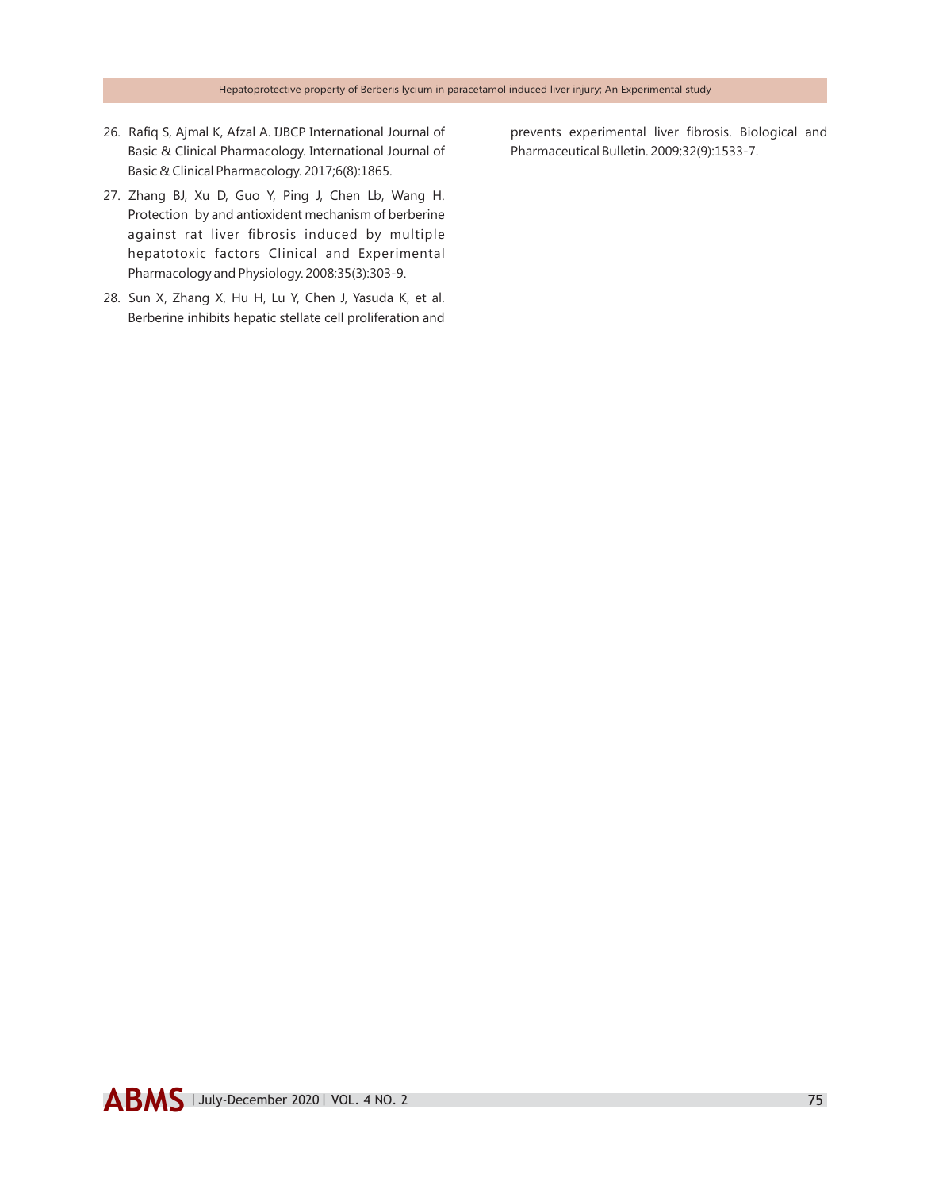26. Rafiq S, Ajmal K, Afzal A. IJBCP International Journal of Basic & Clinical Pharmacology. International Journal of Basic & Clinical Pharmacology. 2017;6(8):1865.

27. Zhang BJ, Xu D, Guo Y, Ping J, Chen Lb, Wang H. Protection by and antioxident mechanism of berberine against rat liver fibrosis induced by multiple hepatotoxic factors Clinical and Experimental Pharmacology and Physiology. 2008;35(3):303-9.

28. Sun X, Zhang X, Hu H, Lu Y, Chen J, Yasuda K, et al. Berberine inhibits hepatic stellate cell proliferation and prevents experimental liver fibrosis. Biological and Pharmaceutical Bulletin. 2009;32(9):1533-7.